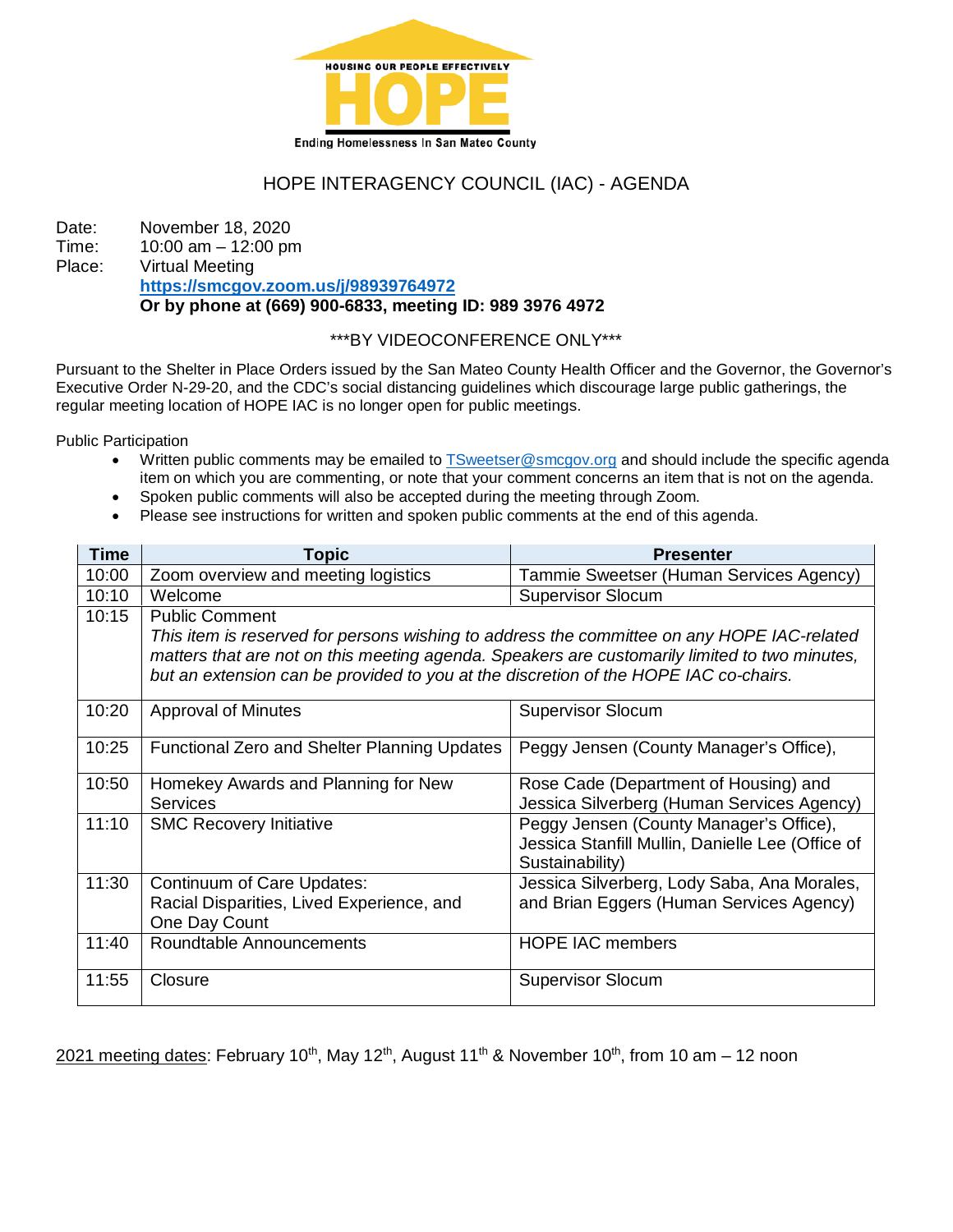HOUSING OUR PEOPLE EFFECTIVELY

# HOPE

Ending Homelessness In San Mateo County

## HOPE INTERAGENCY COUNCIL (IAC) - AGENDA

Date: November 18, 2020
Time: 10:00 am – 12:00 pm
Place: Virtual Meeting
**https://smcgov.zoom.us/j/98939764972**
**Or by phone at (669) 900-6833, meeting ID: 989 3976 4972**

***BY VIDEOCONFERENCE ONLY***

Pursuant to the Shelter in Place Orders issued by the San Mateo County Health Officer and the Governor, the Governor's Executive Order N-29-20, and the CDC's social distancing guidelines which discourage large public gatherings, the regular meeting location of HOPE IAC is no longer open for public meetings.

Public Participation

- Written public comments may be emailed to TSweetser@smcgov.org and should include the specific agenda item on which you are commenting, or note that your comment concerns an item that is not on the agenda.
- Spoken public comments will also be accepted during the meeting through Zoom.
- Please see instructions for written and spoken public comments at the end of this agenda.

| Time | Topic | Presenter |
|---|---|---|
| 10:00 | Zoom overview and meeting logistics | Tammie Sweetser (Human Services Agency) |
| 10:10 | Welcome | Supervisor Slocum |
| 10:15 | Public Comment<br>*This item is reserved for persons wishing to address the committee on any HOPE IAC-related matters that are not on this meeting agenda. Speakers are customarily limited to two minutes, but an extension can be provided to you at the discretion of the HOPE IAC co-chairs.* | |
| 10:20 | Approval of Minutes | Supervisor Slocum |
| 10:25 | Functional Zero and Shelter Planning Updates | Peggy Jensen (County Manager's Office), |
| 10:50 | Homekey Awards and Planning for New Services | Rose Cade (Department of Housing) and Jessica Silverberg (Human Services Agency) |
| 11:10 | SMC Recovery Initiative | Peggy Jensen (County Manager's Office), Jessica Stanfill Mullin, Danielle Lee (Office of Sustainability) |
| 11:30 | Continuum of Care Updates: Racial Disparities, Lived Experience, and One Day Count | Jessica Silverberg, Lody Saba, Ana Morales, and Brian Eggers (Human Services Agency) |
| 11:40 | Roundtable Announcements | HOPE IAC members |
| 11:55 | Closure | Supervisor Slocum |

2021 meeting dates: February 10th, May 12th, August 11th & November 10th, from 10 am – 12 noon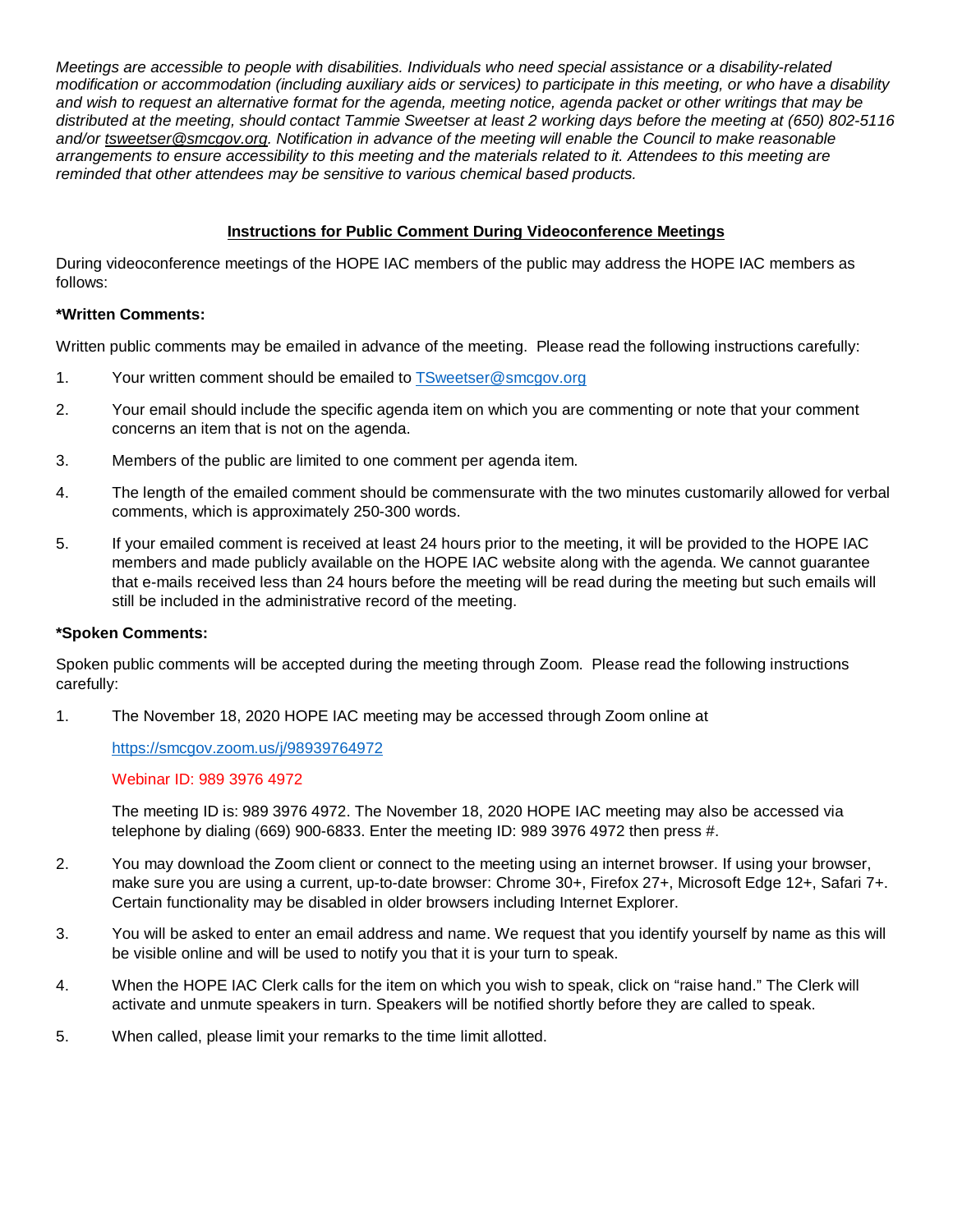*Meetings are accessible to people with disabilities. Individuals who need special assistance or a disability-related modification or accommodation (including auxiliary aids or services) to participate in this meeting, or who have a disability and wish to request an alternative format for the agenda, meeting notice, agenda packet or other writings that may be distributed at the meeting, should contact Tammie Sweetser at least 2 working days before the meeting at (650) 802-5116 and/or tsweetser@smcgov.org. Notification in advance of the meeting will enable the Council to make reasonable arrangements to ensure accessibility to this meeting and the materials related to it. Attendees to this meeting are reminded that other attendees may be sensitive to various chemical based products.*

## Instructions for Public Comment During Videoconference Meetings

During videoconference meetings of the HOPE IAC members of the public may address the HOPE IAC members as follows:

**\*Written Comments:**

Written public comments may be emailed in advance of the meeting. Please read the following instructions carefully:

1. Your written comment should be emailed to TSweetser@smcgov.org
2. Your email should include the specific agenda item on which you are commenting or note that your comment concerns an item that is not on the agenda.
3. Members of the public are limited to one comment per agenda item.
4. The length of the emailed comment should be commensurate with the two minutes customarily allowed for verbal comments, which is approximately 250-300 words.
5. If your emailed comment is received at least 24 hours prior to the meeting, it will be provided to the HOPE IAC members and made publicly available on the HOPE IAC website along with the agenda. We cannot guarantee that e-mails received less than 24 hours before the meeting will be read during the meeting but such emails will still be included in the administrative record of the meeting.

**\*Spoken Comments:**

Spoken public comments will be accepted during the meeting through Zoom. Please read the following instructions carefully:

1. The November 18, 2020 HOPE IAC meeting may be accessed through Zoom online at

   https://smcgov.zoom.us/j/98939764972

   Webinar ID: 989 3976 4972

   The meeting ID is: 989 3976 4972. The November 18, 2020 HOPE IAC meeting may also be accessed via telephone by dialing (669) 900-6833. Enter the meeting ID: 989 3976 4972 then press #.

2. You may download the Zoom client or connect to the meeting using an internet browser. If using your browser, make sure you are using a current, up-to-date browser: Chrome 30+, Firefox 27+, Microsoft Edge 12+, Safari 7+. Certain functionality may be disabled in older browsers including Internet Explorer.
3. You will be asked to enter an email address and name. We request that you identify yourself by name as this will be visible online and will be used to notify you that it is your turn to speak.
4. When the HOPE IAC Clerk calls for the item on which you wish to speak, click on "raise hand." The Clerk will activate and unmute speakers in turn. Speakers will be notified shortly before they are called to speak.
5. When called, please limit your remarks to the time limit allotted.